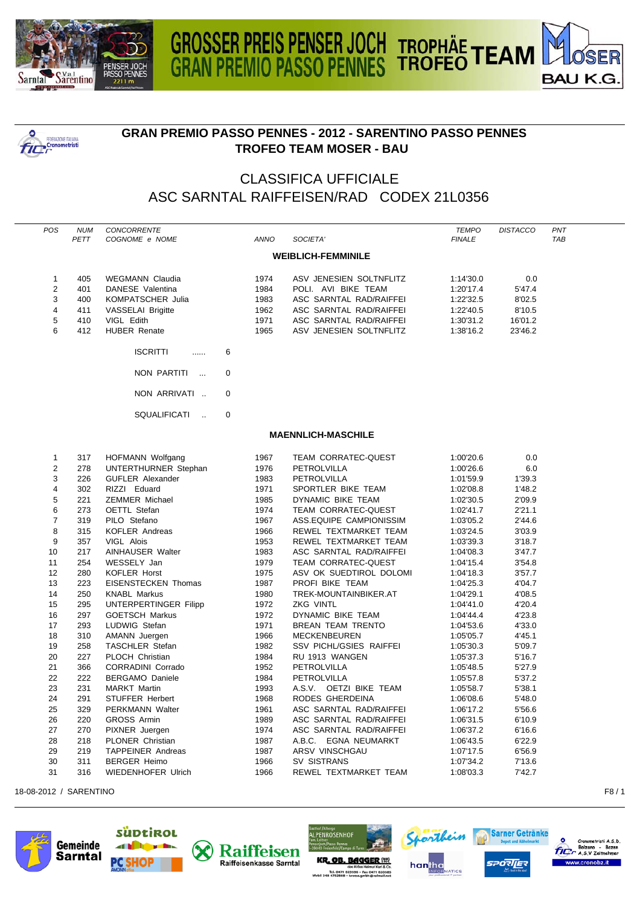# GRAN PREMIO PASSO PENNES - 2012 - SARENTINO PASSO PENNES

## TROFEO TEAM MOSER - BAU

## CLASSIFICA UFFICIALE

## ASC SARNTAL RAIFFEISEN/RAD CODEX 21L0356

| POS | NUM PETT | CONCORRENTE COGNOME e NOME | ANNO | SOCIETA' | TEMPO FINALE | DISTACCO | PNT TAB |
|---|---|---|---|---|---|---|---|
| | | | | **WEIBLICH-FEMMINILE** | | | |
| 1 | 405 | WEGMANN Claudia | 1974 | ASV JENESIEN SOLTNFLITZ | 1:14'30.0 | 0.0 | |
| 2 | 401 | DANESE Valentina | 1984 | POLI. AVI BIKE TEAM | 1:20'17.4 | 5'47.4 | |
| 3 | 400 | KOMPATSCHER Julia | 1983 | ASC SARNTAL RAD/RAIFFEI | 1:22'32.5 | 8'02.5 | |
| 4 | 411 | VASSELAI Brigitte | 1962 | ASC SARNTAL RAD/RAIFFEI | 1:22'40.5 | 8'10.5 | |
| 5 | 410 | VIGL Edith | 1971 | ASC SARNTAL RAD/RAIFFEI | 1:30'31.2 | 16'01.2 | |
| 6 | 412 | HUBER Renate | 1965 | ASV JENESIEN SOLTNFLITZ | 1:38'16.2 | 23'46.2 | |

ISCRITTI ...... 6

NON PARTITI ... 0

NON ARRIVATI .. 0

SQUALIFICATI .. 0

| POS | NUM PETT | CONCORRENTE COGNOME e NOME | ANNO | SOCIETA' | TEMPO FINALE | DISTACCO | PNT TAB |
|---|---|---|---|---|---|---|---|
| | | | | **MAENNLICH-MASCHILE** | | | |
| 1 | 317 | HOFMANN Wolfgang | 1967 | TEAM CORRATEC-QUEST | 1:00'20.6 | 0.0 | |
| 2 | 278 | UNTERTHURNER Stephan | 1976 | PETROLVILLA | 1:00'26.6 | 6.0 | |
| 3 | 226 | GUFLER Alexander | 1983 | PETROLVILLA | 1:01'59.9 | 1'39.3 | |
| 4 | 302 | RIZZI Eduard | 1971 | SPORTLER BIKE TEAM | 1:02'08.8 | 1'48.2 | |
| 5 | 221 | ZEMMER Michael | 1985 | DYNAMIC BIKE TEAM | 1:02'30.5 | 2'09.9 | |
| 6 | 273 | OETTL Stefan | 1974 | TEAM CORRATEC-QUEST | 1:02'41.7 | 2'21.1 | |
| 7 | 319 | PILO Stefano | 1967 | ASS.EQUIPE CAMPIONISSIM | 1:03'05.2 | 2'44.6 | |
| 8 | 315 | KOFLER Andreas | 1966 | REWEL TEXTMARKET TEAM | 1:03'24.5 | 3'03.9 | |
| 9 | 357 | VIGL Alois | 1953 | REWEL TEXTMARKET TEAM | 1:03'39.3 | 3'18.7 | |
| 10 | 217 | AINHAUSER Walter | 1983 | ASC SARNTAL RAD/RAIFFEI | 1:04'08.3 | 3'47.7 | |
| 11 | 254 | WESSELY Jan | 1979 | TEAM CORRATEC-QUEST | 1:04'15.4 | 3'54.8 | |
| 12 | 280 | KOFLER Horst | 1975 | ASV OK SUEDTIROL DOLOMI | 1:04'18.3 | 3'57.7 | |
| 13 | 223 | EISENSTECKEN Thomas | 1987 | PROFI BIKE TEAM | 1:04'25.3 | 4'04.7 | |
| 14 | 250 | KNABL Markus | 1980 | TREK-MOUNTAINBIKER.AT | 1:04'29.1 | 4'08.5 | |
| 15 | 295 | UNTERPERTINGER Filipp | 1972 | ZKG VINTL | 1:04'41.0 | 4'20.4 | |
| 16 | 297 | GOETSCH Markus | 1972 | DYNAMIC BIKE TEAM | 1:04'44.4 | 4'23.8 | |
| 17 | 293 | LUDWIG Stefan | 1971 | BREAN TEAM TRENTO | 1:04'53.6 | 4'33.0 | |
| 18 | 310 | AMANN Juergen | 1966 | MECKENBEUREN | 1:05'05.7 | 4'45.1 | |
| 19 | 258 | TASCHLER Stefan | 1982 | SSV PICHL/GSIES RAIFFEI | 1:05'30.3 | 5'09.7 | |
| 20 | 227 | PLOCH Christian | 1984 | RU 1913 WANGEN | 1:05'37.3 | 5'16.7 | |
| 21 | 366 | CORRADINI Corrado | 1952 | PETROLVILLA | 1:05'48.5 | 5'27.9 | |
| 22 | 222 | BERGAMO Daniele | 1984 | PETROLVILLA | 1:05'57.8 | 5'37.2 | |
| 23 | 231 | MARKT Martin | 1993 | A.S.V. OETZI BIKE TEAM | 1:05'58.7 | 5'38.1 | |
| 24 | 291 | STUFFER Herbert | 1968 | RODES GHERDEINA | 1:06'08.6 | 5'48.0 | |
| 25 | 329 | PERKMANN Walter | 1961 | ASC SARNTAL RAD/RAIFFEI | 1:06'17.2 | 5'56.6 | |
| 26 | 220 | GROSS Armin | 1989 | ASC SARNTAL RAD/RAIFFEI | 1:06'31.5 | 6'10.9 | |
| 27 | 270 | PIXNER Juergen | 1974 | ASC SARNTAL RAD/RAIFFEI | 1:06'37.2 | 6'16.6 | |
| 28 | 218 | PLONER Christian | 1987 | A.B.C. EGNA NEUMARKT | 1:06'43.5 | 6'22.9 | |
| 29 | 219 | TAPPEINER Andreas | 1987 | ARSV VINSCHGAU | 1:07'17.5 | 6'56.9 | |
| 30 | 311 | BERGER Heimo | 1966 | SV SISTRANS | 1:07'34.2 | 7'13.6 | |
| 31 | 316 | WIEDENHOFER Ulrich | 1966 | REWEL TEXTMARKET TEAM | 1:08'03.3 | 7'42.7 | |

18-08-2012 / SARENTINO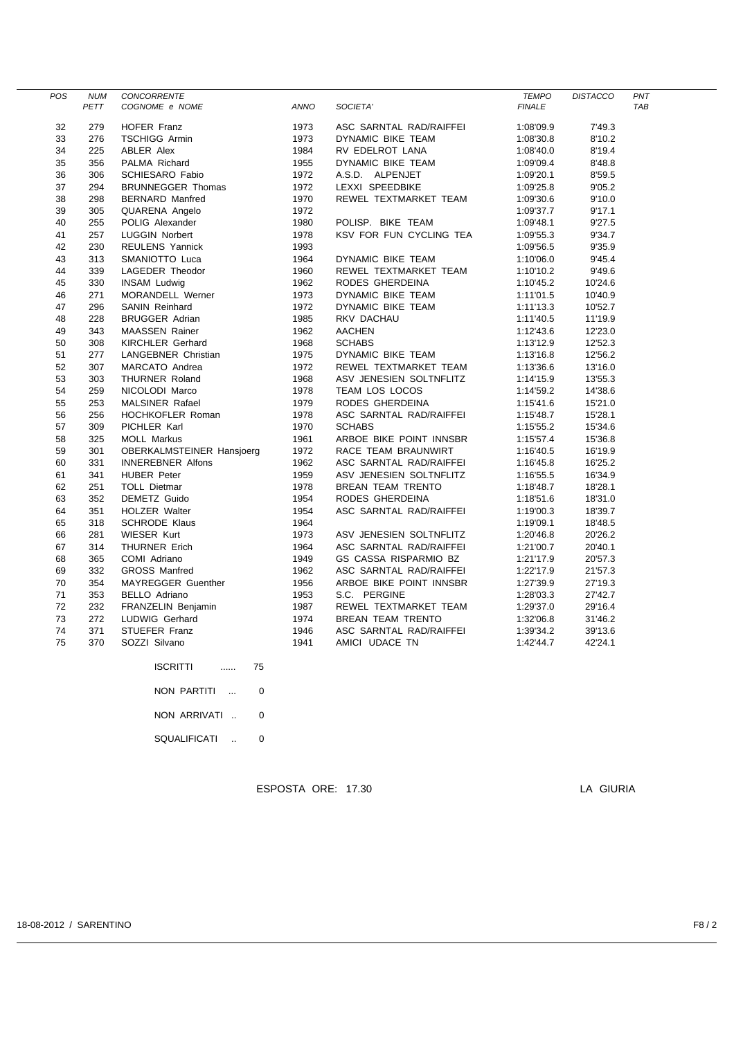| POS | NUM PETT | CONCORRENTE COGNOME e NOME | ANNO | SOCIETA' | TEMPO FINALE | DISTACCO | PNT TAB |
|---|---|---|---|---|---|---|---|
| 32 | 279 | HOFER Franz | 1973 | ASC SARNTAL RAD/RAIFFEI | 1:08'09.9 | 7'49.3 | |
| 33 | 276 | TSCHIGG Armin | 1973 | DYNAMIC BIKE TEAM | 1:08'30.8 | 8'10.2 | |
| 34 | 225 | ABLER Alex | 1984 | RV EDELROT LANA | 1:08'40.0 | 8'19.4 | |
| 35 | 356 | PALMA Richard | 1955 | DYNAMIC BIKE TEAM | 1:09'09.4 | 8'48.8 | |
| 36 | 306 | SCHIESARO Fabio | 1972 | A.S.D. ALPENJET | 1:09'20.1 | 8'59.5 | |
| 37 | 294 | BRUNNEGGER Thomas | 1972 | LEXXI SPEEDBIKE | 1:09'25.8 | 9'05.2 | |
| 38 | 298 | BERNARD Manfred | 1970 | REWEL TEXTMARKET TEAM | 1:09'30.6 | 9'10.0 | |
| 39 | 305 | QUARENA Angelo | 1972 | | 1:09'37.7 | 9'17.1 | |
| 40 | 255 | POLIG Alexander | 1980 | POLISP. BIKE TEAM | 1:09'48.1 | 9'27.5 | |
| 41 | 257 | LUGGIN Norbert | 1978 | KSV FOR FUN CYCLING TEA | 1:09'55.3 | 9'34.7 | |
| 42 | 230 | REULENS Yannick | 1993 | | 1:09'56.5 | 9'35.9 | |
| 43 | 313 | SMANIOTTO Luca | 1964 | DYNAMIC BIKE TEAM | 1:10'06.0 | 9'45.4 | |
| 44 | 339 | LAGEDER Theodor | 1960 | REWEL TEXTMARKET TEAM | 1:10'10.2 | 9'49.6 | |
| 45 | 330 | INSAM Ludwig | 1962 | RODES GHERDEINA | 1:10'45.2 | 10'24.6 | |
| 46 | 271 | MORANDELL Werner | 1973 | DYNAMIC BIKE TEAM | 1:11'01.5 | 10'40.9 | |
| 47 | 296 | SANIN Reinhard | 1972 | DYNAMIC BIKE TEAM | 1:11'13.3 | 10'52.7 | |
| 48 | 228 | BRUGGER Adrian | 1985 | RKV DACHAU | 1:11'40.5 | 11'19.9 | |
| 49 | 343 | MAASSEN Rainer | 1962 | AACHEN | 1:12'43.6 | 12'23.0 | |
| 50 | 308 | KIRCHLER Gerhard | 1968 | SCHABS | 1:13'12.9 | 12'52.3 | |
| 51 | 277 | LANGEBNER Christian | 1975 | DYNAMIC BIKE TEAM | 1:13'16.8 | 12'56.2 | |
| 52 | 307 | MARCATO Andrea | 1972 | REWEL TEXTMARKET TEAM | 1:13'36.6 | 13'16.0 | |
| 53 | 303 | THURNER Roland | 1968 | ASV JENESIEN SOLTNFLITZ | 1:14'15.9 | 13'55.3 | |
| 54 | 259 | NICOLODI Marco | 1978 | TEAM LOS LOCOS | 1:14'59.2 | 14'38.6 | |
| 55 | 253 | MALSINER Rafael | 1979 | RODES GHERDEINA | 1:15'41.6 | 15'21.0 | |
| 56 | 256 | HOCHKOFLER Roman | 1978 | ASC SARNTAL RAD/RAIFFEI | 1:15'48.7 | 15'28.1 | |
| 57 | 309 | PICHLER Karl | 1970 | SCHABS | 1:15'55.2 | 15'34.6 | |
| 58 | 325 | MOLL Markus | 1961 | ARBOE BIKE POINT INNSBR | 1:15'57.4 | 15'36.8 | |
| 59 | 301 | OBERKALMSTEINER Hansjoerg | 1972 | RACE TEAM BRAUNWIRT | 1:16'40.5 | 16'19.9 | |
| 60 | 331 | INNEREBNER Alfons | 1962 | ASC SARNTAL RAD/RAIFFEI | 1:16'45.8 | 16'25.2 | |
| 61 | 341 | HUBER Peter | 1959 | ASV JENESIEN SOLTNFLITZ | 1:16'55.5 | 16'34.9 | |
| 62 | 251 | TOLL Dietmar | 1978 | BREAN TEAM TRENTO | 1:18'48.7 | 18'28.1 | |
| 63 | 352 | DEMETZ Guido | 1954 | RODES GHERDEINA | 1:18'51.6 | 18'31.0 | |
| 64 | 351 | HOLZER Walter | 1954 | ASC SARNTAL RAD/RAIFFEI | 1:19'00.3 | 18'39.7 | |
| 65 | 318 | SCHRODE Klaus | 1964 | | 1:19'09.1 | 18'48.5 | |
| 66 | 281 | WIESER Kurt | 1973 | ASV JENESIEN SOLTNFLITZ | 1:20'46.8 | 20'26.2 | |
| 67 | 314 | THURNER Erich | 1964 | ASC SARNTAL RAD/RAIFFEI | 1:21'00.7 | 20'40.1 | |
| 68 | 365 | COMI Adriano | 1949 | GS CASSA RISPARMIO BZ | 1:21'17.9 | 20'57.3 | |
| 69 | 332 | GROSS Manfred | 1962 | ASC SARNTAL RAD/RAIFFEI | 1:22'17.9 | 21'57.3 | |
| 70 | 354 | MAYREGGER Guenther | 1956 | ARBOE BIKE POINT INNSBR | 1:27'39.9 | 27'19.3 | |
| 71 | 353 | BELLO Adriano | 1953 | S.C. PERGINE | 1:28'03.3 | 27'42.7 | |
| 72 | 232 | FRANZELIN Benjamin | 1987 | REWEL TEXTMARKET TEAM | 1:29'37.0 | 29'16.4 | |
| 73 | 272 | LUDWIG Gerhard | 1974 | BREAN TEAM TRENTO | 1:32'06.8 | 31'46.2 | |
| 74 | 371 | STUEFER Franz | 1946 | ASC SARNTAL RAD/RAIFFEI | 1:39'34.2 | 39'13.6 | |
| 75 | 370 | SOZZI Silvano | 1941 | AMICI UDACE TN | 1:42'44.7 | 42'24.1 | |

ISCRITTI ...... 75

NON PARTITI ... 0

NON ARRIVATI .. 0

SQUALIFICATI .. 0

ESPOSTA ORE: 17.30

LA GIURIA

18-08-2012 / SARENTINO